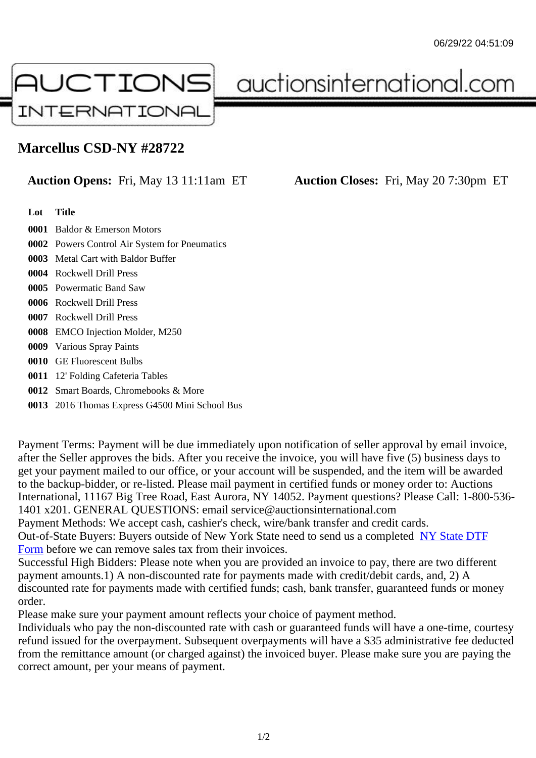# Marcellus CSD-NY #28722

**Auction Opens:** Fri, May 13 11:11am ET **Auction Closes:** Fri, May 20 7:30pm ET

| Lot | Title |
| --- | --- |
| **0001** | Baldor & Emerson Motors |
| **0002** | Powers Control Air System for Pneumatics |
| **0003** | Metal Cart with Baldor Buffer |
| **0004** | Rockwell Drill Press |
| **0005** | Powermatic Band Saw |
| **0006** | Rockwell Drill Press |
| **0007** | Rockwell Drill Press |
| **0008** | EMCO Injection Molder, M250 |
| **0009** | Various Spray Paints |
| **0010** | GE Fluorescent Bulbs |
| **0011** | 12' Folding Cafeteria Tables |
| **0012** | Smart Boards, Chromebooks & More |
| **0013** | 2016 Thomas Express G4500 Mini School Bus |

Payment Terms: Payment will be due immediately upon notification of seller approval by email invoice, after the Seller approves the bids. After you receive the invoice, you will have five (5) business days to get your payment mailed to our office, or your account will be suspended, and the item will be awarded to the backup-bidder, or re-listed. Please mail payment in certified funds or money order to: Auctions International, 11167 Big Tree Road, East Aurora, NY 14052. Payment questions? Please Call: 1-800-536-1401 x201. GENERAL QUESTIONS: email service@auctionsinternational.com

Payment Methods: We accept cash, cashier's check, wire/bank transfer and credit cards.

Out-of-State Buyers: Buyers outside of New York State need to send us a completed NY State DTF Form before we can remove sales tax from their invoices.

Successful High Bidders: Please note when you are provided an invoice to pay, there are two different payment amounts.1) A non-discounted rate for payments made with credit/debit cards, and, 2) A discounted rate for payments made with certified funds; cash, bank transfer, guaranteed funds or money order.

Please make sure your payment amount reflects your choice of payment method.

Individuals who pay the non-discounted rate with cash or guaranteed funds will have a one-time, courtesy refund issued for the overpayment. Subsequent overpayments will have a $35 administrative fee deducted from the remittance amount (or charged against) the invoiced buyer. Please make sure you are paying the correct amount, per your means of payment.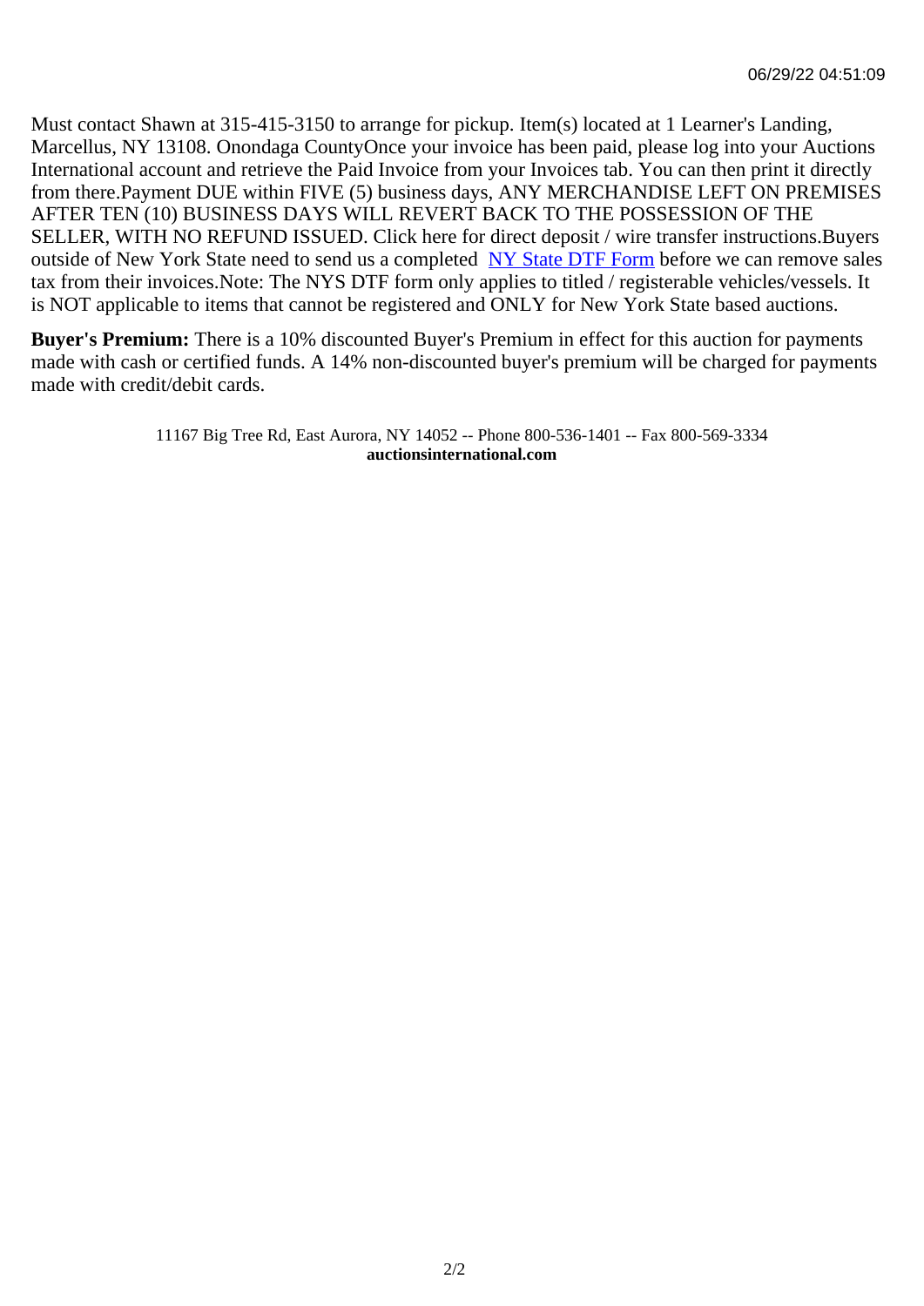Must contact Shawn at 315-415-3150 to arrange for pickup. Item(s) located at 1 Learner's Landing, Marcellus, NY 13108. Onondaga CountyOnce your invoice has been paid, please log into your Auctions International account and retrieve the Paid Invoice from your Invoices tab. You can then print it directly from there.Payment DUE within FIVE (5) business days, ANY MERCHANDISE LEFT ON PREMISES AFTER TEN (10) BUSINESS DAYS WILL REVERT BACK TO THE POSSESSION OF THE SELLER, WITH NO REFUND ISSUED. Click here for direct deposit / wire transfer instructions.Buyers outside of New York State need to send us a completed NY State DTF Form before we can remove sales tax from their invoices.Note: The NYS DTF form only applies to titled / registerable vehicles/vessels. It is NOT applicable to items that cannot be registered and ONLY for New York State based auctions.

**Buyer's Premium:** There is a 10% discounted Buyer's Premium in effect for this auction for payments made with cash or certified funds. A 14% non-discounted buyer's premium will be charged for payments made with credit/debit cards.

11167 Big Tree Rd, East Aurora, NY 14052 -- Phone 800-536-1401 -- Fax 800-569-3334
**auctionsinternational.com**